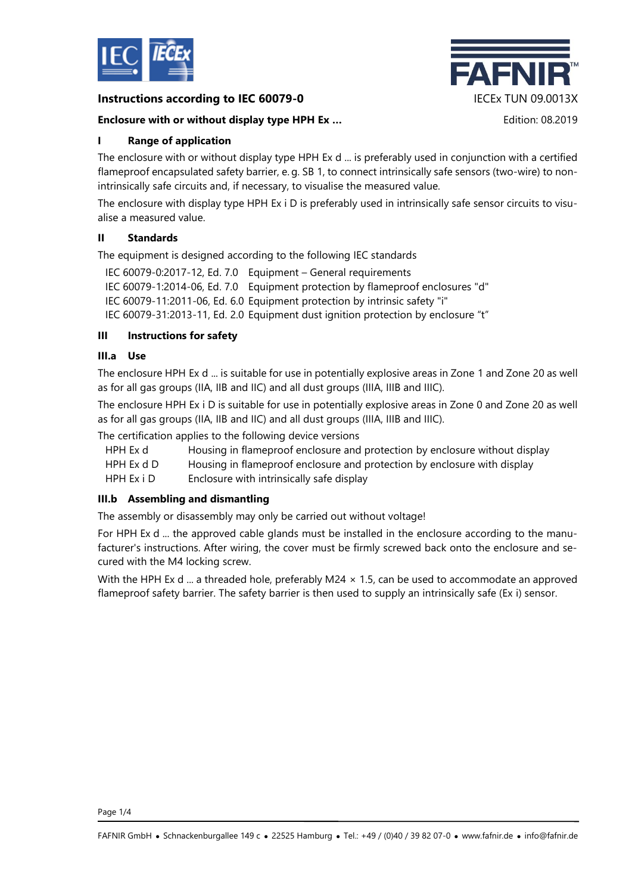**Instructions according to IEC 60079-0**

IECEx TUN 09.0013X

**Enclosure with or without display type HPH Ex ...**

Edition: 08.2019

## I Range of application

The enclosure with or without display type HPH Ex d ... is preferably used in conjunction with a certified flameproof encapsulated safety barrier, e. g. SB 1, to connect intrinsically safe sensors (two-wire) to non-intrinsically safe circuits and, if necessary, to visualise the measured value.

The enclosure with display type HPH Ex i D is preferably used in intrinsically safe sensor circuits to visualise a measured value.

## II Standards

The equipment is designed according to the following IEC standards

| | |
|---|---|
| IEC 60079-0:2017-12, Ed. 7.0 | Equipment – General requirements |
| IEC 60079-1:2014-06, Ed. 7.0 | Equipment protection by flameproof enclosures "d" |
| IEC 60079-11:2011-06, Ed. 6.0 | Equipment protection by intrinsic safety "i" |
| IEC 60079-31:2013-11, Ed. 2.0 | Equipment dust ignition protection by enclosure "t" |

## III Instructions for safety

### III.a Use

The enclosure HPH Ex d ... is suitable for use in potentially explosive areas in Zone 1 and Zone 20 as well as for all gas groups (IIA, IIB and IIC) and all dust groups (IIIA, IIIB and IIIC).

The enclosure HPH Ex i D is suitable for use in potentially explosive areas in Zone 0 and Zone 20 as well as for all gas groups (IIA, IIB and IIC) and all dust groups (IIIA, IIIB and IIIC).

The certification applies to the following device versions

| | |
|---|---|
| HPH Ex d | Housing in flameproof enclosure and protection by enclosure without display |
| HPH Ex d D | Housing in flameproof enclosure and protection by enclosure with display |
| HPH Ex i D | Enclosure with intrinsically safe display |

### III.b Assembling and dismantling

The assembly or disassembly may only be carried out without voltage!

For HPH Ex d ... the approved cable glands must be installed in the enclosure according to the manufacturer's instructions. After wiring, the cover must be firmly screwed back onto the enclosure and secured with the M4 locking screw.

With the HPH Ex d ... a threaded hole, preferably M24 × 1.5, can be used to accommodate an approved flameproof safety barrier. The safety barrier is then used to supply an intrinsically safe (Ex i) sensor.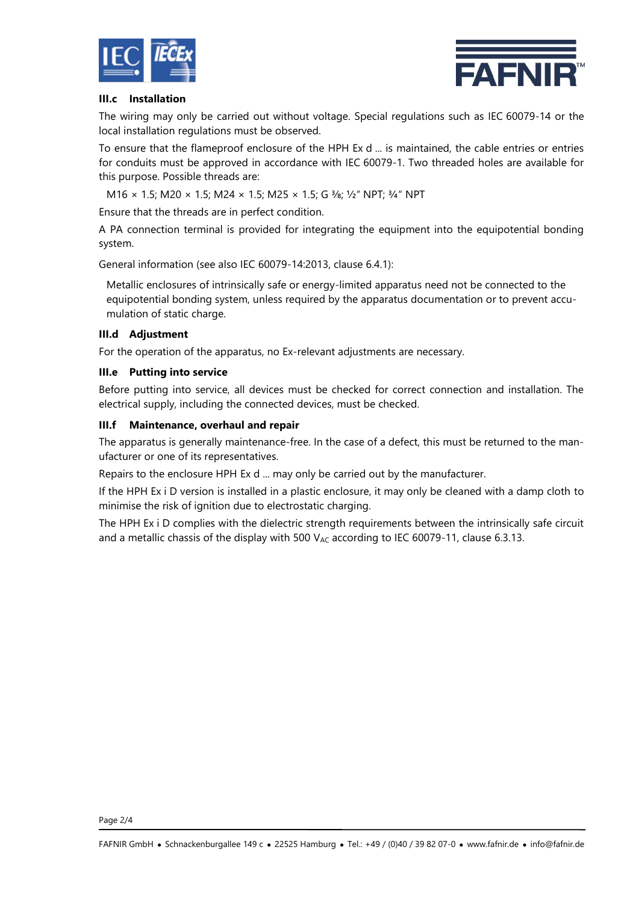### III.c Installation

The wiring may only be carried out without voltage. Special regulations such as IEC 60079-14 or the local installation regulations must be observed.

To ensure that the flameproof enclosure of the HPH Ex d ... is maintained, the cable entries or entries for conduits must be approved in accordance with IEC 60079-1. Two threaded holes are available for this purpose. Possible threads are:

M16 × 1.5; M20 × 1.5; M24 × 1.5; M25 × 1.5; G ⅜; ½" NPT; ¾" NPT

Ensure that the threads are in perfect condition.

A PA connection terminal is provided for integrating the equipment into the equipotential bonding system.

General information (see also IEC 60079-14:2013, clause 6.4.1):

> Metallic enclosures of intrinsically safe or energy-limited apparatus need not be connected to the equipotential bonding system, unless required by the apparatus documentation or to prevent accumulation of static charge.

### III.d Adjustment

For the operation of the apparatus, no Ex-relevant adjustments are necessary.

### III.e Putting into service

Before putting into service, all devices must be checked for correct connection and installation. The electrical supply, including the connected devices, must be checked.

### III.f Maintenance, overhaul and repair

The apparatus is generally maintenance-free. In the case of a defect, this must be returned to the manufacturer or one of its representatives.

Repairs to the enclosure HPH Ex d ... may only be carried out by the manufacturer.

If the HPH Ex i D version is installed in a plastic enclosure, it may only be cleaned with a damp cloth to minimise the risk of ignition due to electrostatic charging.

The HPH Ex i D complies with the dielectric strength requirements between the intrinsically safe circuit and a metallic chassis of the display with 500 $V_{AC}$ according to IEC 60079-11, clause 6.3.13.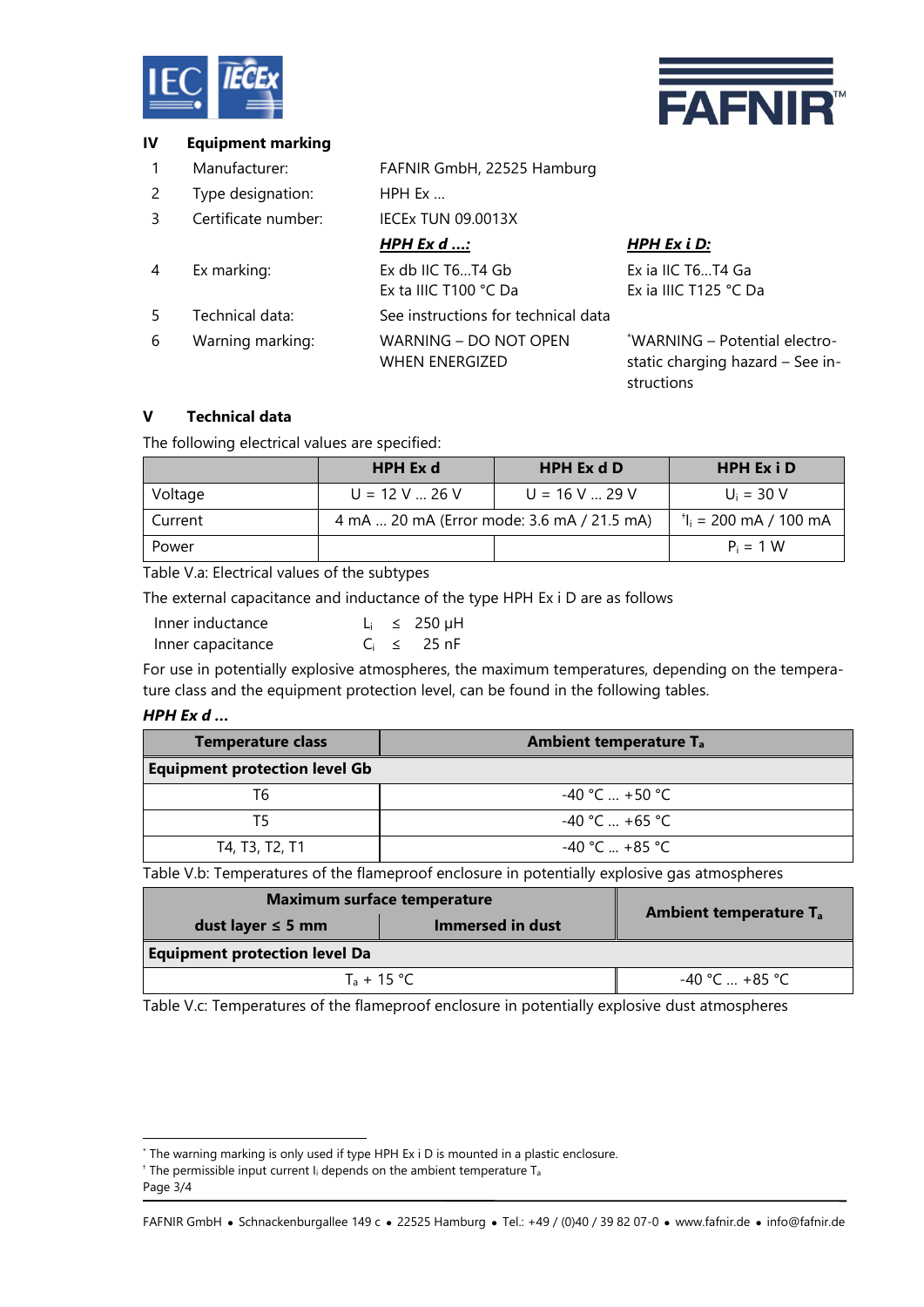## IV Equipment marking

| | | | |
|---|---|---|---|
| 1 | Manufacturer: | FAFNIR GmbH, 22525 Hamburg | |
| 2 | Type designation: | HPH Ex ... | |
| 3 | Certificate number: | IECEx TUN 09.0013X | |
| | | ***HPH Ex d ...:*** | ***HPH Ex i D:*** |
| 4 | Ex marking: | Ex db IIC T6...T4 Gb<br>Ex ta IIIC T100 °C Da | Ex ia IIC T6...T4 Ga<br>Ex ia IIIC T125 °C Da |
| 5 | Technical data: | See instructions for technical data | |
| 6 | Warning marking: | WARNING – DO NOT OPEN WHEN ENERGIZED | [*]WARNING – Potential electrostatic charging hazard – See instructions |

## V Technical data

The following electrical values are specified:

| | HPH Ex d | HPH Ex d D | HPH Ex i D |
|---|---|---|---|
| Voltage | U = 12 V ... 26 V | U = 16 V ... 29 V | $U_i$ = 30 V |
| Current | 4 mA ... 20 mA (Error mode: 3.6 mA / 21.5 mA) | | [†]$I_i$ = 200 mA / 100 mA |
| Power | | | $P_i$ = 1 W |

Table V.a: Electrical values of the subtypes

The external capacitance and inductance of the type HPH Ex i D are as follows

| | | | |
|---|---|---|---|
| Inner inductance | $L_i$ | ≤ | 250 µH |
| Inner capacitance | $C_i$ | ≤ | 25 nF |

For use in potentially explosive atmospheres, the maximum temperatures, depending on the temperature class and the equipment protection level, can be found in the following tables.

***HPH Ex d ...***

| Temperature class | Ambient temperature $T_a$ |
|---|---|
| **Equipment protection level Gb** | |
| T6 | -40 °C ... +50 °C |
| T5 | -40 °C ... +65 °C |
| T4, T3, T2, T1 | -40 °C ... +85 °C |

Table V.b: Temperatures of the flameproof enclosure in potentially explosive gas atmospheres

| Maximum surface temperature | | Ambient temperature $T_a$ |
|---|---|---|
| dust layer ≤ 5 mm | Immersed in dust | |
| **Equipment protection level Da** | | |
| $T_a$ + 15 °C | | -40 °C ... +85 °C |

Table V.c: Temperatures of the flameproof enclosure in potentially explosive dust atmospheres

[*] The warning marking is only used if type HPH Ex i D is mounted in a plastic enclosure.
[†] The permissible input current $I_i$ depends on the ambient temperature $T_a$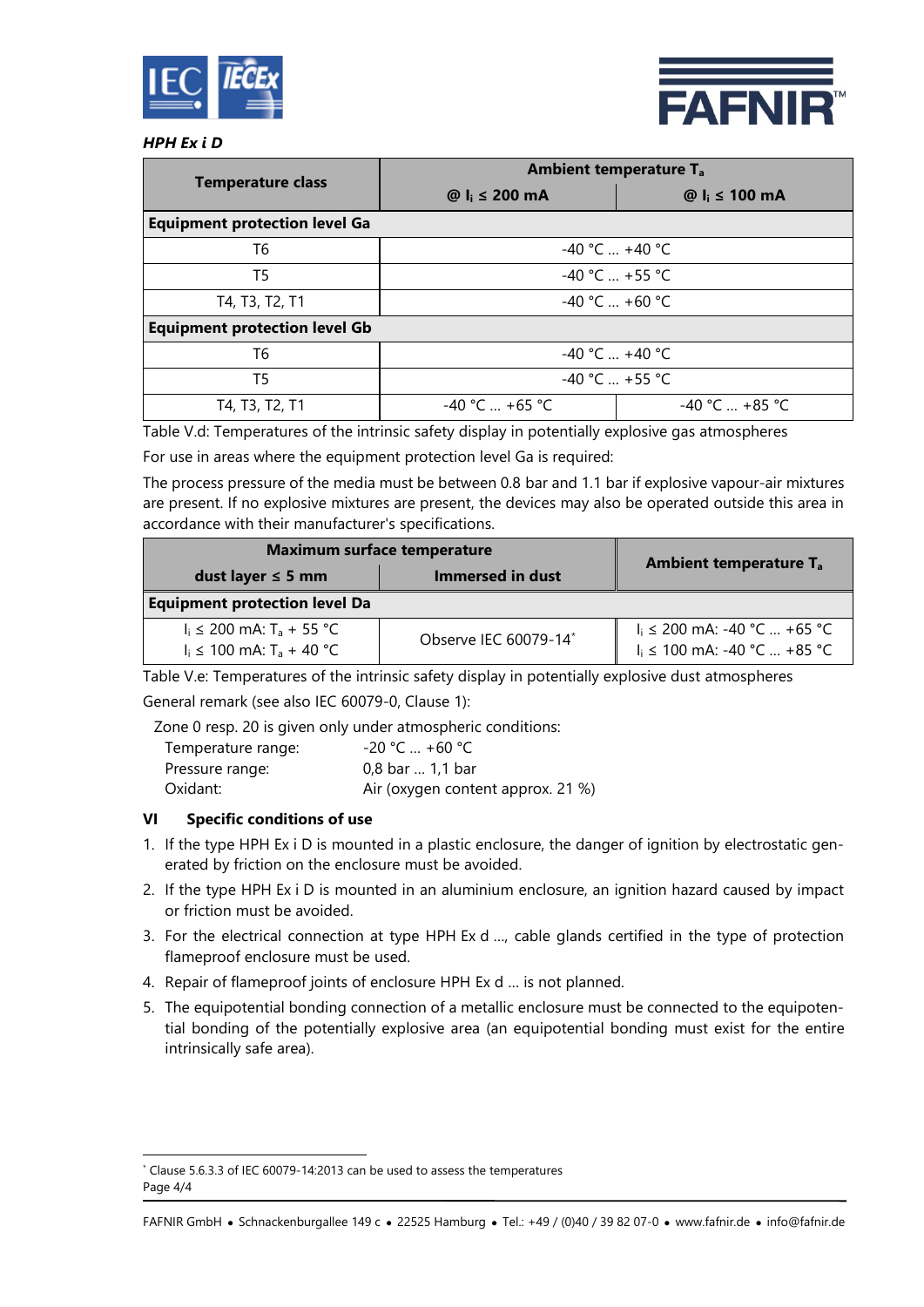*HPH Ex i D*

| Temperature class | Ambient temperature $T_a$ | |
|---|---|---|
| | @ $I_i$ ≤ 200 mA | @ $I_i$ ≤ 100 mA |
| **Equipment protection level Ga** | | |
| T6 | -40 °C … +40 °C | |
| T5 | -40 °C … +55 °C | |
| T4, T3, T2, T1 | -40 °C … +60 °C | |
| **Equipment protection level Gb** | | |
| T6 | -40 °C … +40 °C | |
| T5 | -40 °C … +55 °C | |
| T4, T3, T2, T1 | -40 °C … +65 °C | -40 °C … +85 °C |

Table V.d: Temperatures of the intrinsic safety display in potentially explosive gas atmospheres

For use in areas where the equipment protection level Ga is required:

The process pressure of the media must be between 0.8 bar and 1.1 bar if explosive vapour-air mixtures are present. If no explosive mixtures are present, the devices may also be operated outside this area in accordance with their manufacturer's specifications.

| Maximum surface temperature | | Ambient temperature $T_a$ |
|---|---|---|
| dust layer ≤ 5 mm | Immersed in dust | |
| **Equipment protection level Da** | | |
| $I_i$ ≤ 200 mA: $T_a$ + 55 °C<br>$I_i$ ≤ 100 mA: $T_a$ + 40 °C | Observe IEC 60079-14* | $I_i$ ≤ 200 mA: -40 °C … +65 °C<br>$I_i$ ≤ 100 mA: -40 °C … +85 °C |

Table V.e: Temperatures of the intrinsic safety display in potentially explosive dust atmospheres

General remark (see also IEC 60079-0, Clause 1):

Zone 0 resp. 20 is given only under atmospheric conditions:

| | |
|---|---|
| Temperature range: | -20 °C … +60 °C |
| Pressure range: | 0,8 bar … 1,1 bar |
| Oxidant: | Air (oxygen content approx. 21 %) |

## VI Specific conditions of use

1. If the type HPH Ex i D is mounted in a plastic enclosure, the danger of ignition by electrostatic generated by friction on the enclosure must be avoided.
2. If the type HPH Ex i D is mounted in an aluminium enclosure, an ignition hazard caused by impact or friction must be avoided.
3. For the electrical connection at type HPH Ex d ..., cable glands certified in the type of protection flameproof enclosure must be used.
4. Repair of flameproof joints of enclosure HPH Ex d … is not planned.
5. The equipotential bonding connection of a metallic enclosure must be connected to the equipotential bonding of the potentially explosive area (an equipotential bonding must exist for the entire intrinsically safe area).

* Clause 5.6.3.3 of IEC 60079-14:2013 can be used to assess the temperatures